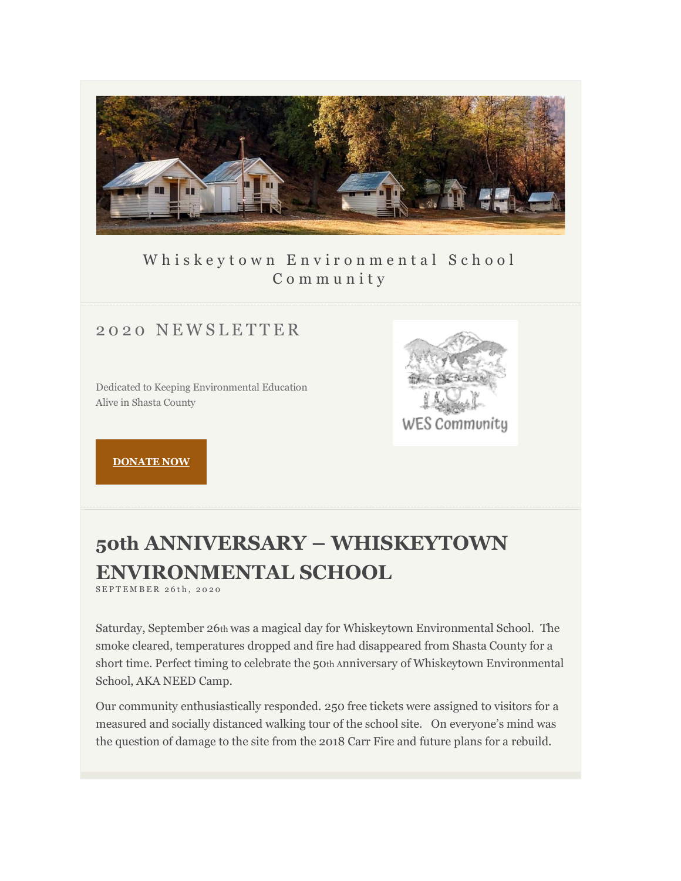Whiskeytown Environmental School Community

## 2020 NEWSLETTER

Dedicated to Keeping Environmental Education Alive in Shasta County

WES Community

**DONATE NOW**

# 50th ANNIVERSARY – WHISKEYTOWN ENVIRONMENTAL SCHOOL

SEPTEMBER 26th, 2020

Saturday, September 26th was a magical day for Whiskeytown Environmental School. The smoke cleared, temperatures dropped and fire had disappeared from Shasta County for a short time. Perfect timing to celebrate the 50th Anniversary of Whiskeytown Environmental School, AKA NEED Camp.

Our community enthusiastically responded. 250 free tickets were assigned to visitors for a measured and socially distanced walking tour of the school site. On everyone's mind was the question of damage to the site from the 2018 Carr Fire and future plans for a rebuild.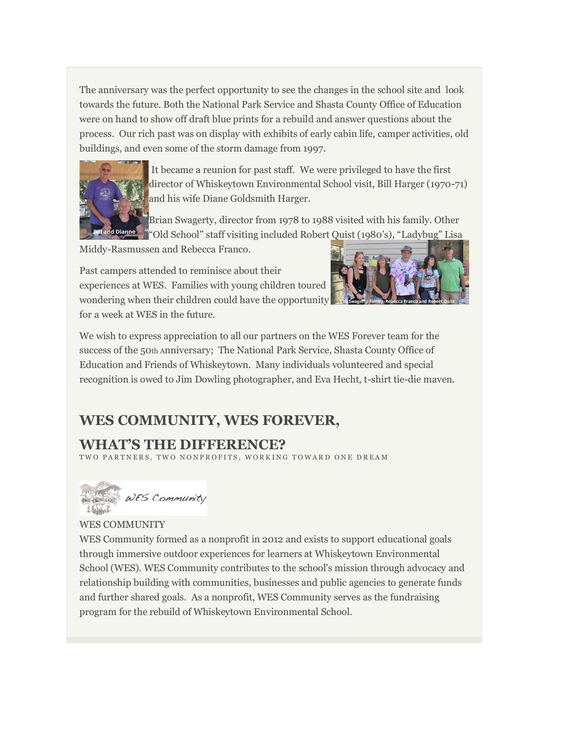The anniversary was the perfect opportunity to see the changes in the school site and look towards the future. Both the National Park Service and Shasta County Office of Education were on hand to show off draft blue prints for a rebuild and answer questions about the process. Our rich past was on display with exhibits of early cabin life, camper activities, old buildings, and even some of the storm damage from 1997.

It became a reunion for past staff. We were privileged to have the first director of Whiskeytown Environmental School visit, Bill Harger (1970-71) and his wife Diane Goldsmith Harger.

Bill and Dianne

Brian Swagerty, director from 1978 to 1988 visited with his family. Other "Old School" staff visiting included Robert Quist (1980's), "Ladybug" Lisa Middy-Rasmussen and Rebecca Franco.

Past campers attended to reminisce about their experiences at WES. Families with young children toured wondering when their children could have the opportunity for a week at WES in the future.

The Swagerty Family, Rebecca Franco and Robert Quist

We wish to express appreciation to all our partners on the WES Forever team for the success of the 50th Anniversary; The National Park Service, Shasta County Office of Education and Friends of Whiskeytown. Many individuals volunteered and special recognition is owed to Jim Dowling photographer, and Eva Hecht, t-shirt tie-die maven.

## WES COMMUNITY, WES FOREVER, WHAT'S THE DIFFERENCE?

TWO PARTNERS, TWO NONPROFITS, WORKING TOWARD ONE DREAM

WES Community

WES COMMUNITY

WES Community formed as a nonprofit in 2012 and exists to support educational goals through immersive outdoor experiences for learners at Whiskeytown Environmental School (WES). WES Community contributes to the school's mission through advocacy and relationship building with communities, businesses and public agencies to generate funds and further shared goals. As a nonprofit, WES Community serves as the fundraising program for the rebuild of Whiskeytown Environmental School.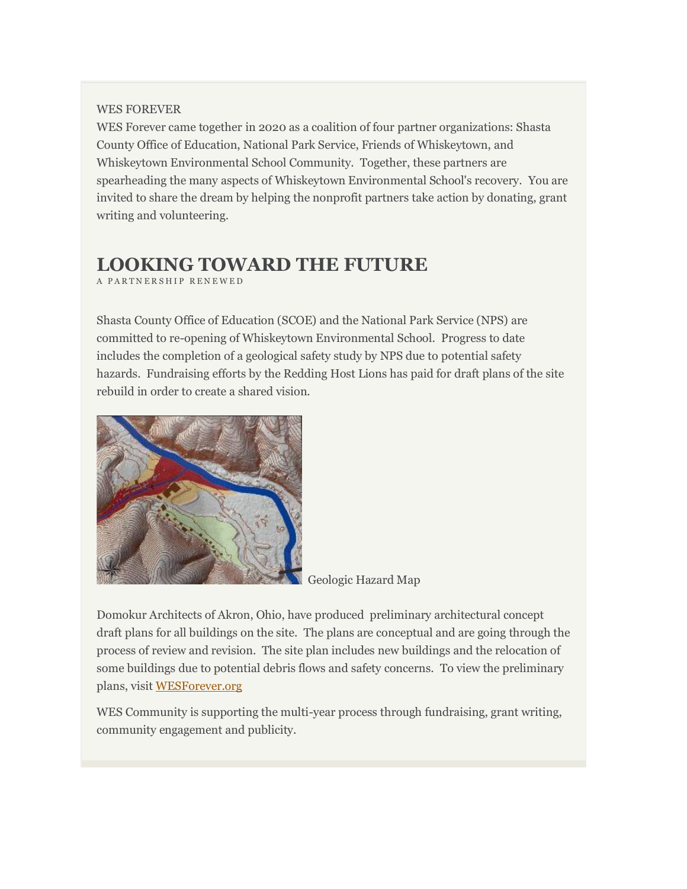WES FOREVER

WES Forever came together in 2020 as a coalition of four partner organizations: Shasta County Office of Education, National Park Service, Friends of Whiskeytown, and Whiskeytown Environmental School Community. Together, these partners are spearheading the many aspects of Whiskeytown Environmental School's recovery. You are invited to share the dream by helping the nonprofit partners take action by donating, grant writing and volunteering.

# LOOKING TOWARD THE FUTURE

A PARTNERSHIP RENEWED

Shasta County Office of Education (SCOE) and the National Park Service (NPS) are committed to re-opening of Whiskeytown Environmental School. Progress to date includes the completion of a geological safety study by NPS due to potential safety hazards. Fundraising efforts by the Redding Host Lions has paid for draft plans of the site rebuild in order to create a shared vision.

Geologic Hazard Map

Domokur Architects of Akron, Ohio, have produced preliminary architectural concept draft plans for all buildings on the site. The plans are conceptual and are going through the process of review and revision. The site plan includes new buildings and the relocation of some buildings due to potential debris flows and safety concerns. To view the preliminary plans, visit [WESForever.org](WESForever.org)

WES Community is supporting the multi-year process through fundraising, grant writing, community engagement and publicity.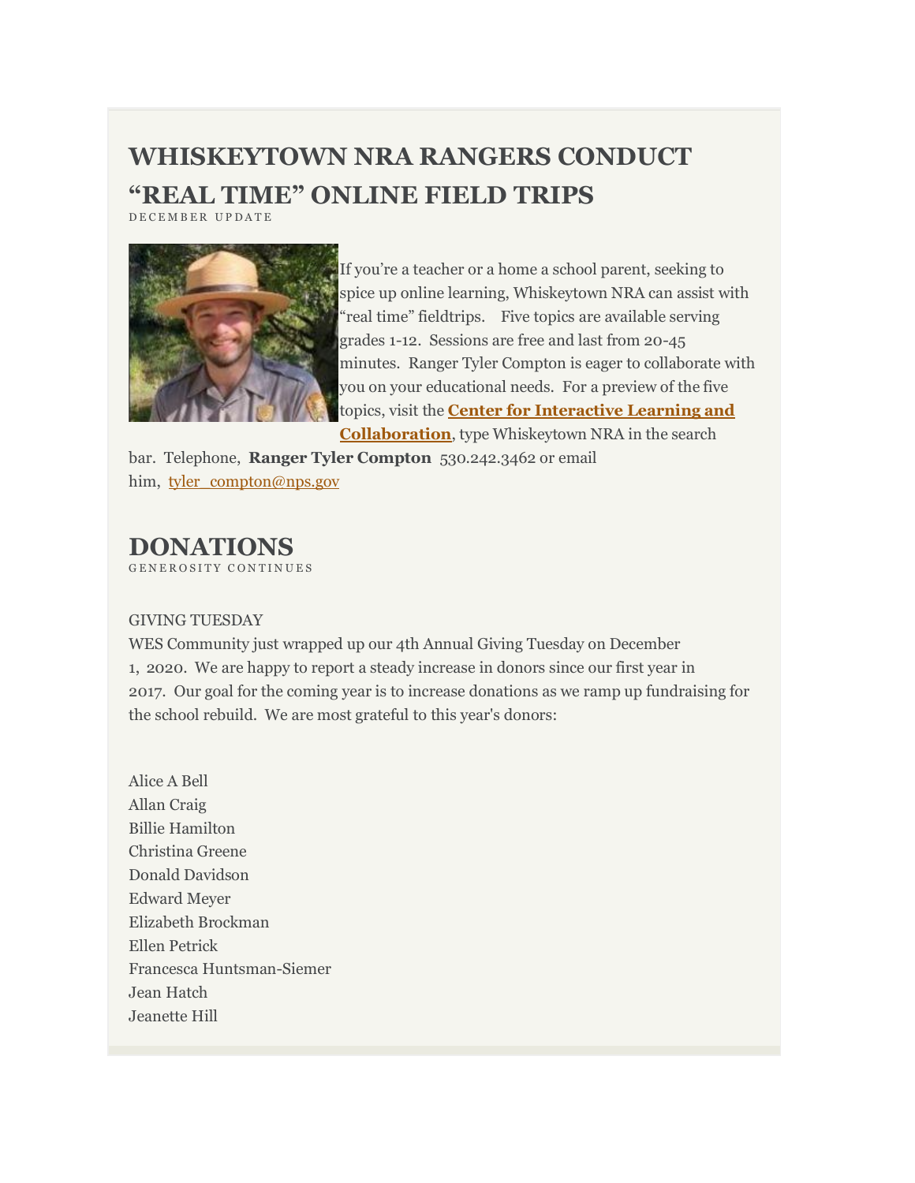## WHISKEYTOWN NRA RANGERS CONDUCT "REAL TIME" ONLINE FIELD TRIPS

DECEMBER UPDATE

If you're a teacher or a home a school parent, seeking to spice up online learning, Whiskeytown NRA can assist with "real time" fieldtrips. Five topics are available serving grades 1-12. Sessions are free and last from 20-45 minutes. Ranger Tyler Compton is eager to collaborate with you on your educational needs. For a preview of the five topics, visit the **Center for Interactive Learning and Collaboration**, type Whiskeytown NRA in the search bar. Telephone, **Ranger Tyler Compton** 530.242.3462 or email him, tyler_compton@nps.gov

## DONATIONS

GENEROSITY CONTINUES

GIVING TUESDAY

WES Community just wrapped up our 4th Annual Giving Tuesday on December 1, 2020. We are happy to report a steady increase in donors since our first year in 2017. Our goal for the coming year is to increase donations as we ramp up fundraising for the school rebuild. We are most grateful to this year's donors:

Alice A Bell
Allan Craig
Billie Hamilton
Christina Greene
Donald Davidson
Edward Meyer
Elizabeth Brockman
Ellen Petrick
Francesca Huntsman-Siemer
Jean Hatch
Jeanette Hill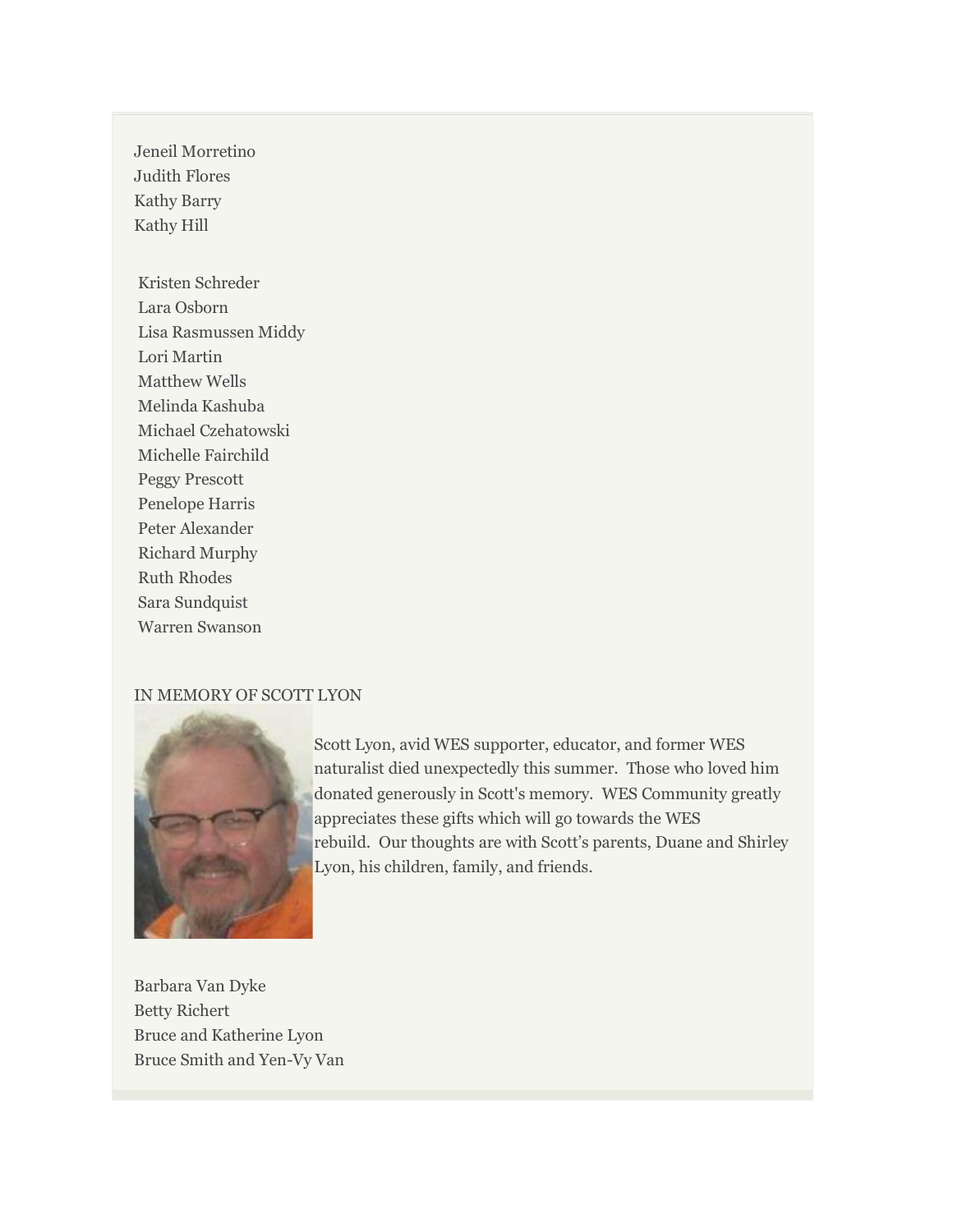Jeneil Morretino
Judith Flores
Kathy Barry
Kathy Hill

Kristen Schreder
Lara Osborn
Lisa Rasmussen Middy
Lori Martin
Matthew Wells
Melinda Kashuba
Michael Czehatowski
Michelle Fairchild
Peggy Prescott
Penelope Harris
Peter Alexander
Richard Murphy
Ruth Rhodes
Sara Sundquist
Warren Swanson

IN MEMORY OF SCOTT LYON

Scott Lyon, avid WES supporter, educator, and former WES naturalist died unexpectedly this summer. Those who loved him donated generously in Scott's memory. WES Community greatly appreciates these gifts which will go towards the WES rebuild. Our thoughts are with Scott's parents, Duane and Shirley Lyon, his children, family, and friends.

Barbara Van Dyke
Betty Richert
Bruce and Katherine Lyon
Bruce Smith and Yen-Vy Van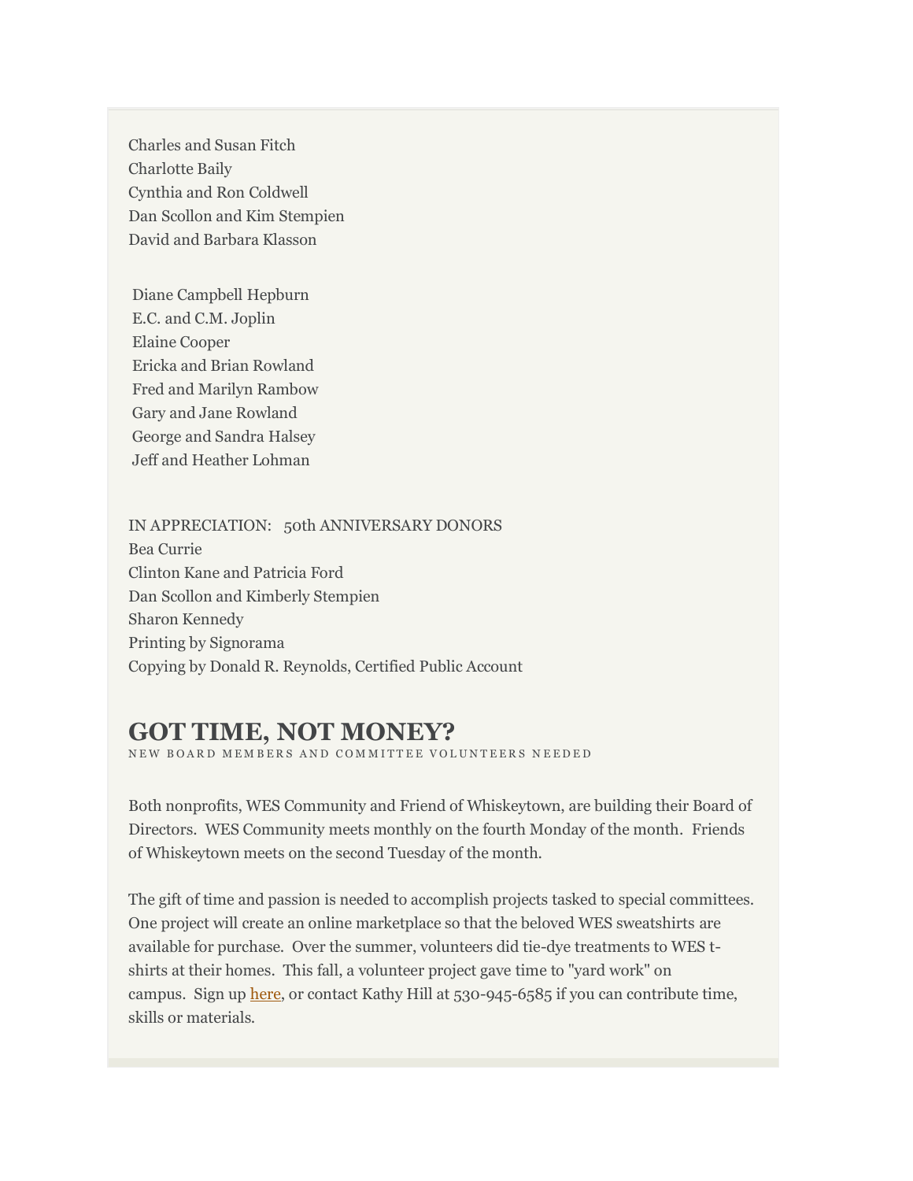Charles and Susan Fitch
Charlotte Baily
Cynthia and Ron Coldwell
Dan Scollon and Kim Stempien
David and Barbara Klasson

Diane Campbell Hepburn
E.C. and C.M. Joplin
Elaine Cooper
Ericka and Brian Rowland
Fred and Marilyn Rambow
Gary and Jane Rowland
George and Sandra Halsey
Jeff and Heather Lohman

IN APPRECIATION: 50th ANNIVERSARY DONORS
Bea Currie
Clinton Kane and Patricia Ford
Dan Scollon and Kimberly Stempien
Sharon Kennedy
Printing by Signorama
Copying by Donald R. Reynolds, Certified Public Account

## GOT TIME, NOT MONEY?

NEW BOARD MEMBERS AND COMMITTEE VOLUNTEERS NEEDED

Both nonprofits, WES Community and Friend of Whiskeytown, are building their Board of Directors. WES Community meets monthly on the fourth Monday of the month. Friends of Whiskeytown meets on the second Tuesday of the month.

The gift of time and passion is needed to accomplish projects tasked to special committees. One project will create an online marketplace so that the beloved WES sweatshirts are available for purchase. Over the summer, volunteers did tie-dye treatments to WES t-shirts at their homes. This fall, a volunteer project gave time to "yard work" on campus. Sign up here, or contact Kathy Hill at 530-945-6585 if you can contribute time, skills or materials.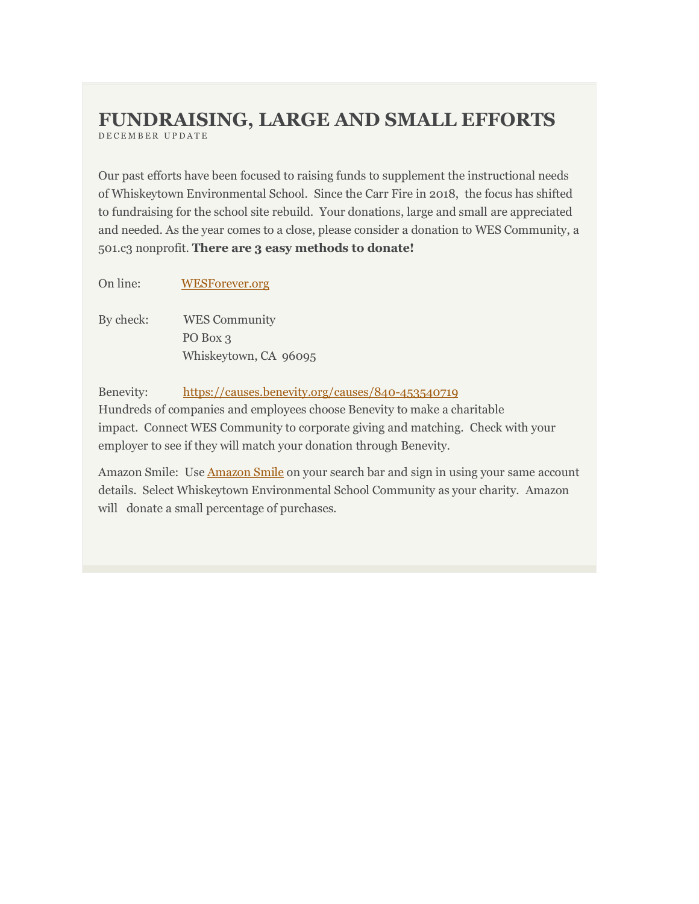# FUNDRAISING, LARGE AND SMALL EFFORTS

DECEMBER UPDATE

Our past efforts have been focused to raising funds to supplement the instructional needs of Whiskeytown Environmental School. Since the Carr Fire in 2018, the focus has shifted to fundraising for the school site rebuild. Your donations, large and small are appreciated and needed. As the year comes to a close, please consider a donation to WES Community, a 501.c3 nonprofit. **There are 3 easy methods to donate!**

On line: WESForever.org

By check:
WES Community
PO Box 3
Whiskeytown, CA 96095

Benevity: https://causes.benevity.org/causes/840-453540719

Hundreds of companies and employees choose Benevity to make a charitable impact. Connect WES Community to corporate giving and matching. Check with your employer to see if they will match your donation through Benevity.

Amazon Smile: Use Amazon Smile on your search bar and sign in using your same account details. Select Whiskeytown Environmental School Community as your charity. Amazon will donate a small percentage of purchases.